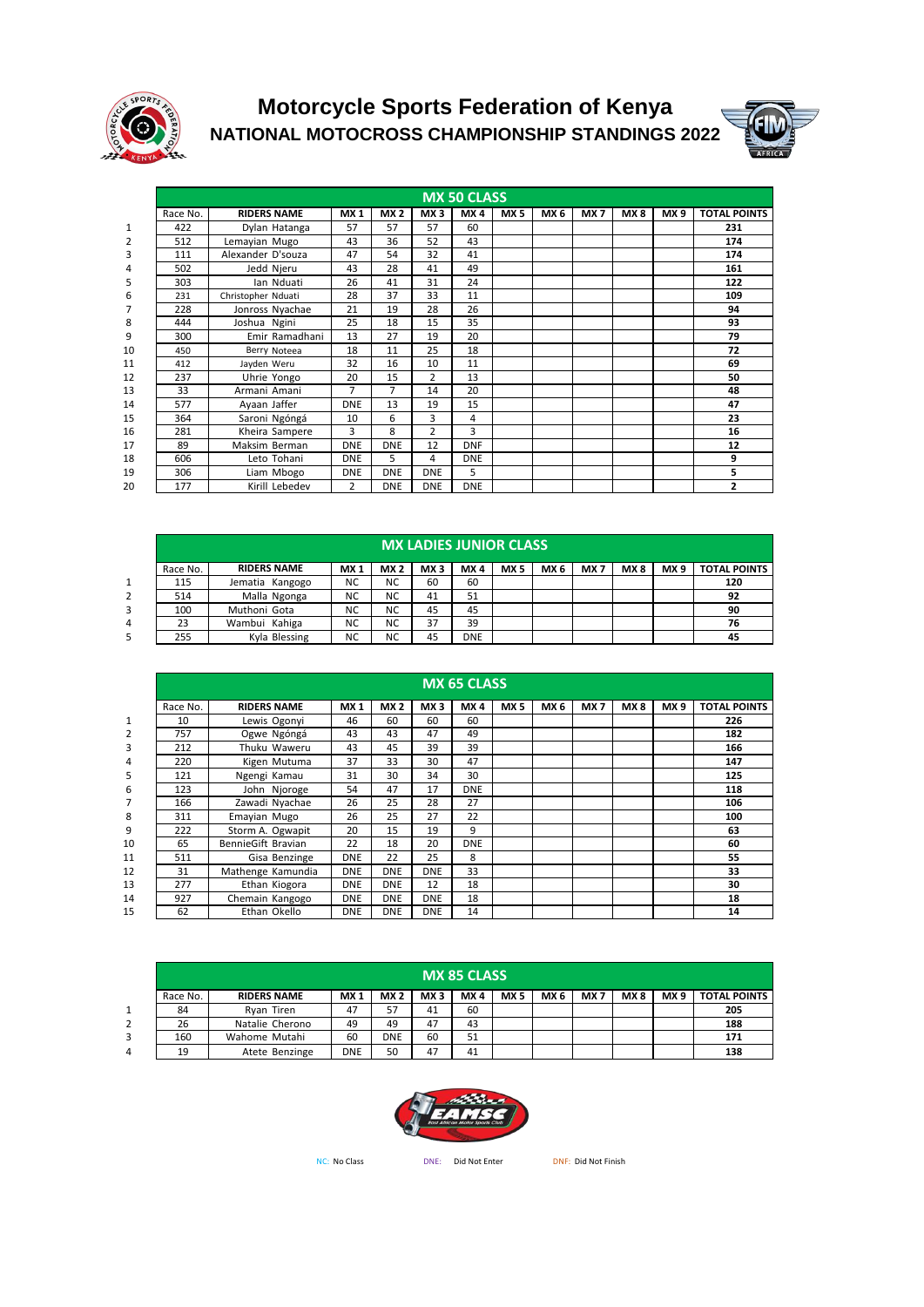# Motorcycle Sports Federation of Kenya

## NATIONAL MOTOCROSS CHAMPIONSHIP STANDINGS 2022

### MX 50 CLASS

| | Race No. | RIDERS NAME | MX 1 | MX 2 | MX 3 | MX 4 | MX 5 | MX 6 | MX 7 | MX 8 | MX 9 | TOTAL POINTS |
|---|---|---|---|---|---|---|---|---|---|---|---|---|
| 1 | 422 | Dylan Hatanga | 57 | 57 | 57 | 60 | | | | | | **231** |
| 2 | 512 | Lemayian Mugo | 43 | 36 | 52 | 43 | | | | | | **174** |
| 3 | 111 | Alexander D'souza | 47 | 54 | 32 | 41 | | | | | | **174** |
| 4 | 502 | Jedd Njeru | 43 | 28 | 41 | 49 | | | | | | **161** |
| 5 | 303 | Ian Nduati | 26 | 41 | 31 | 24 | | | | | | **122** |
| 6 | 231 | Christopher Nduati | 28 | 37 | 33 | 11 | | | | | | **109** |
| 7 | 228 | Jonross Nyachae | 21 | 19 | 28 | 26 | | | | | | **94** |
| 8 | 444 | Joshua Ngini | 25 | 18 | 15 | 35 | | | | | | **93** |
| 9 | 300 | Emir Ramadhani | 13 | 27 | 19 | 20 | | | | | | **79** |
| 10 | 450 | Berry Noteea | 18 | 11 | 25 | 18 | | | | | | **72** |
| 11 | 412 | Jayden Weru | 32 | 16 | 10 | 11 | | | | | | **69** |
| 12 | 237 | Uhrie Yongo | 20 | 15 | 2 | 13 | | | | | | **50** |
| 13 | 33 | Armani Amani | 7 | 7 | 14 | 20 | | | | | | **48** |
| 14 | 577 | Ayaan Jaffer | DNE | 13 | 19 | 15 | | | | | | **47** |
| 15 | 364 | Saroni Ngóngá | 10 | 6 | 3 | 4 | | | | | | **23** |
| 16 | 281 | Kheira Sampere | 3 | 8 | 2 | 3 | | | | | | **16** |
| 17 | 89 | Maksim Berman | DNE | DNE | 12 | DNF | | | | | | **12** |
| 18 | 606 | Leto Tohani | DNE | 5 | 4 | DNE | | | | | | **9** |
| 19 | 306 | Liam Mbogo | DNE | DNE | DNE | 5 | | | | | | **5** |
| 20 | 177 | Kirill Lebedev | 2 | DNE | DNE | DNE | | | | | | **2** |

### MX LADIES JUNIOR CLASS

| | Race No. | RIDERS NAME | MX 1 | MX 2 | MX 3 | MX 4 | MX 5 | MX 6 | MX 7 | MX 8 | MX 9 | TOTAL POINTS |
|---|---|---|---|---|---|---|---|---|---|---|---|---|
| 1 | 115 | Jematia Kangogo | NC | NC | 60 | 60 | | | | | | **120** |
| 2 | 514 | Malla Ngonga | NC | NC | 41 | 51 | | | | | | **92** |
| 3 | 100 | Muthoni Gota | NC | NC | 45 | 45 | | | | | | **90** |
| 4 | 23 | Wambui Kahiga | NC | NC | 37 | 39 | | | | | | **76** |
| 5 | 255 | Kyla Blessing | NC | NC | 45 | DNE | | | | | | **45** |

### MX 65 CLASS

| | Race No. | RIDERS NAME | MX 1 | MX 2 | MX 3 | MX 4 | MX 5 | MX 6 | MX 7 | MX 8 | MX 9 | TOTAL POINTS |
|---|---|---|---|---|---|---|---|---|---|---|---|---|
| 1 | 10 | Lewis Ogonyi | 46 | 60 | 60 | 60 | | | | | | **226** |
| 2 | 757 | Ogwe Ngóngá | 43 | 43 | 47 | 49 | | | | | | **182** |
| 3 | 212 | Thuku Waweru | 43 | 45 | 39 | 39 | | | | | | **166** |
| 4 | 220 | Kigen Mutuma | 37 | 33 | 30 | 47 | | | | | | **147** |
| 5 | 121 | Ngengi Kamau | 31 | 30 | 34 | 30 | | | | | | **125** |
| 6 | 123 | John Njoroge | 54 | 47 | 17 | DNE | | | | | | **118** |
| 7 | 166 | Zawadi Nyachae | 26 | 25 | 28 | 27 | | | | | | **106** |
| 8 | 311 | Emayian Mugo | 26 | 25 | 27 | 22 | | | | | | **100** |
| 9 | 222 | Storm A. Ogwapit | 20 | 15 | 19 | 9 | | | | | | **63** |
| 10 | 65 | BennieGift Bravian | 22 | 18 | 20 | DNE | | | | | | **60** |
| 11 | 511 | Gisa Benzinge | DNE | 22 | 25 | 8 | | | | | | **55** |
| 12 | 31 | Mathenge Kamundia | DNE | DNE | DNE | 33 | | | | | | **33** |
| 13 | 277 | Ethan Kiogora | DNE | DNE | 12 | 18 | | | | | | **30** |
| 14 | 927 | Chemain Kangogo | DNE | DNE | DNE | 18 | | | | | | **18** |
| 15 | 62 | Ethan Okello | DNE | DNE | DNE | 14 | | | | | | **14** |

### MX 85 CLASS

| | Race No. | RIDERS NAME | MX 1 | MX 2 | MX 3 | MX 4 | MX 5 | MX 6 | MX 7 | MX 8 | MX 9 | TOTAL POINTS |
|---|---|---|---|---|---|---|---|---|---|---|---|---|
| 1 | 84 | Ryan Tiren | 47 | 57 | 41 | 60 | | | | | | **205** |
| 2 | 26 | Natalie Cherono | 49 | 49 | 47 | 43 | | | | | | **188** |
| 3 | 160 | Wahome Mutahi | 60 | DNE | 60 | 51 | | | | | | **171** |
| 4 | 19 | Atete Benzinge | DNE | 50 | 47 | 41 | | | | | | **138** |

NC: No Class &nbsp;&nbsp;&nbsp;&nbsp; DNE: Did Not Enter &nbsp;&nbsp;&nbsp;&nbsp; DNF: Did Not Finish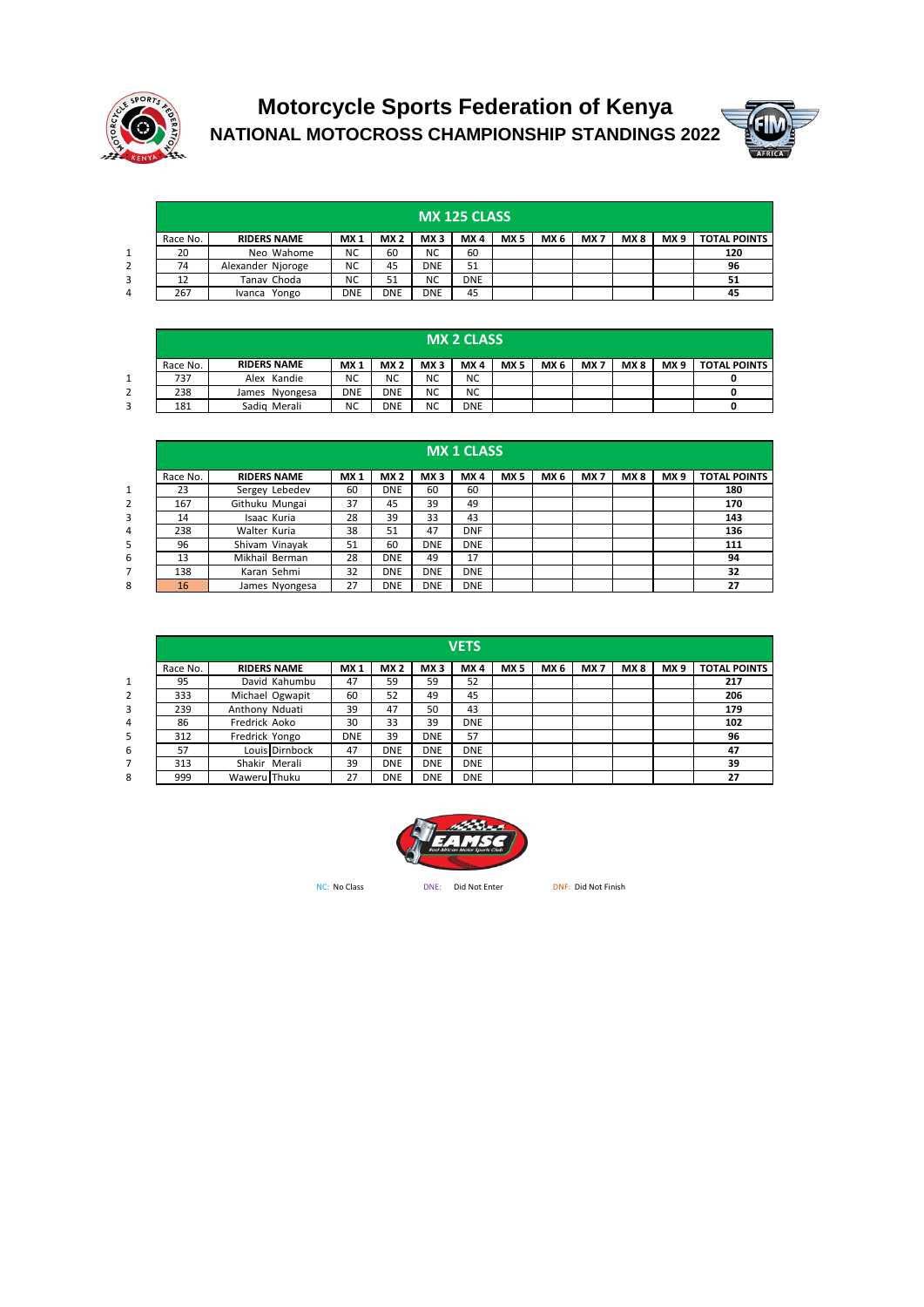# Motorcycle Sports Federation of Kenya

## NATIONAL MOTOCROSS CHAMPIONSHIP STANDINGS 2022

### MX 125 CLASS

| | Race No. | RIDERS NAME | MX 1 | MX 2 | MX 3 | MX 4 | MX 5 | MX 6 | MX 7 | MX 8 | MX 9 | TOTAL POINTS |
|---|---|---|---|---|---|---|---|---|---|---|---|---|
| 1 | 20 | Neo Wahome | NC | 60 | NC | 60 | | | | | | **120** |
| 2 | 74 | Alexander Njoroge | NC | 45 | DNE | 51 | | | | | | **96** |
| 3 | 12 | Tanav Choda | NC | 51 | NC | DNE | | | | | | **51** |
| 4 | 267 | Ivanca Yongo | DNE | DNE | DNE | 45 | | | | | | **45** |

### MX 2 CLASS

| | Race No. | RIDERS NAME | MX 1 | MX 2 | MX 3 | MX 4 | MX 5 | MX 6 | MX 7 | MX 8 | MX 9 | TOTAL POINTS |
|---|---|---|---|---|---|---|---|---|---|---|---|---|
| 1 | 737 | Alex Kandie | NC | NC | NC | NC | | | | | | **0** |
| 2 | 238 | James Nyongesa | DNE | DNE | NC | NC | | | | | | **0** |
| 3 | 181 | Sadiq Merali | NC | DNE | NC | DNE | | | | | | **0** |

### MX 1 CLASS

| | Race No. | RIDERS NAME | MX 1 | MX 2 | MX 3 | MX 4 | MX 5 | MX 6 | MX 7 | MX 8 | MX 9 | TOTAL POINTS |
|---|---|---|---|---|---|---|---|---|---|---|---|---|
| 1 | 23 | Sergey Lebedev | 60 | DNE | 60 | 60 | | | | | | **180** |
| 2 | 167 | Githuku Mungai | 37 | 45 | 39 | 49 | | | | | | **170** |
| 3 | 14 | Isaac Kuria | 28 | 39 | 33 | 43 | | | | | | **143** |
| 4 | 238 | Walter Kuria | 38 | 51 | 47 | DNF | | | | | | **136** |
| 5 | 96 | Shivam Vinayak | 51 | 60 | DNE | DNE | | | | | | **111** |
| 6 | 13 | Mikhail Berman | 28 | DNE | 49 | 17 | | | | | | **94** |
| 7 | 138 | Karan Sehmi | 32 | DNE | DNE | DNE | | | | | | **32** |
| 8 | 16 | James Nyongesa | 27 | DNE | DNE | DNE | | | | | | **27** |

### VETS

| | Race No. | RIDERS NAME | MX 1 | MX 2 | MX 3 | MX 4 | MX 5 | MX 6 | MX 7 | MX 8 | MX 9 | TOTAL POINTS |
|---|---|---|---|---|---|---|---|---|---|---|---|---|
| 1 | 95 | David Kahumbu | 47 | 59 | 59 | 52 | | | | | | **217** |
| 2 | 333 | Michael Ogwapit | 60 | 52 | 49 | 45 | | | | | | **206** |
| 3 | 239 | Anthony Nduati | 39 | 47 | 50 | 43 | | | | | | **179** |
| 4 | 86 | Fredrick Aoko | 30 | 33 | 39 | DNE | | | | | | **102** |
| 5 | 312 | Fredrick Yongo | DNE | 39 | DNE | 57 | | | | | | **96** |
| 6 | 57 | Louis Dirnbock | 47 | DNE | DNE | DNE | | | | | | **47** |
| 7 | 313 | Shakir Merali | 39 | DNE | DNE | DNE | | | | | | **39** |
| 8 | 999 | Waweru Thuku | 27 | DNE | DNE | DNE | | | | | | **27** |

NC: No Class DNE: Did Not Enter DNF: Did Not Finish